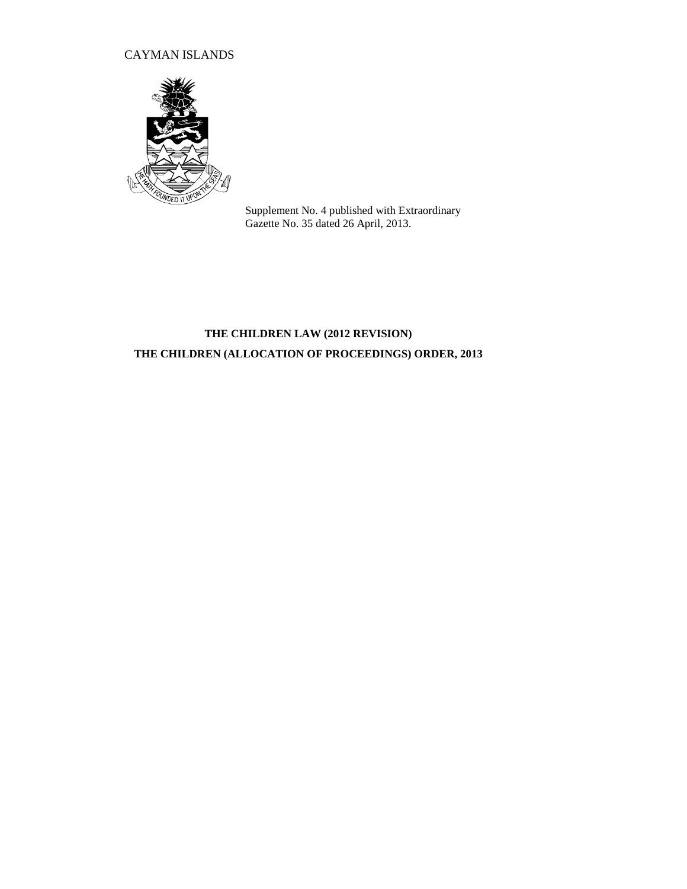CAYMAN ISLANDS

Supplement No. 4 published with Extraordinary Gazette No. 35 dated 26 April, 2013.

**THE CHILDREN LAW (2012 REVISION)**

**THE CHILDREN (ALLOCATION OF PROCEEDINGS) ORDER, 2013**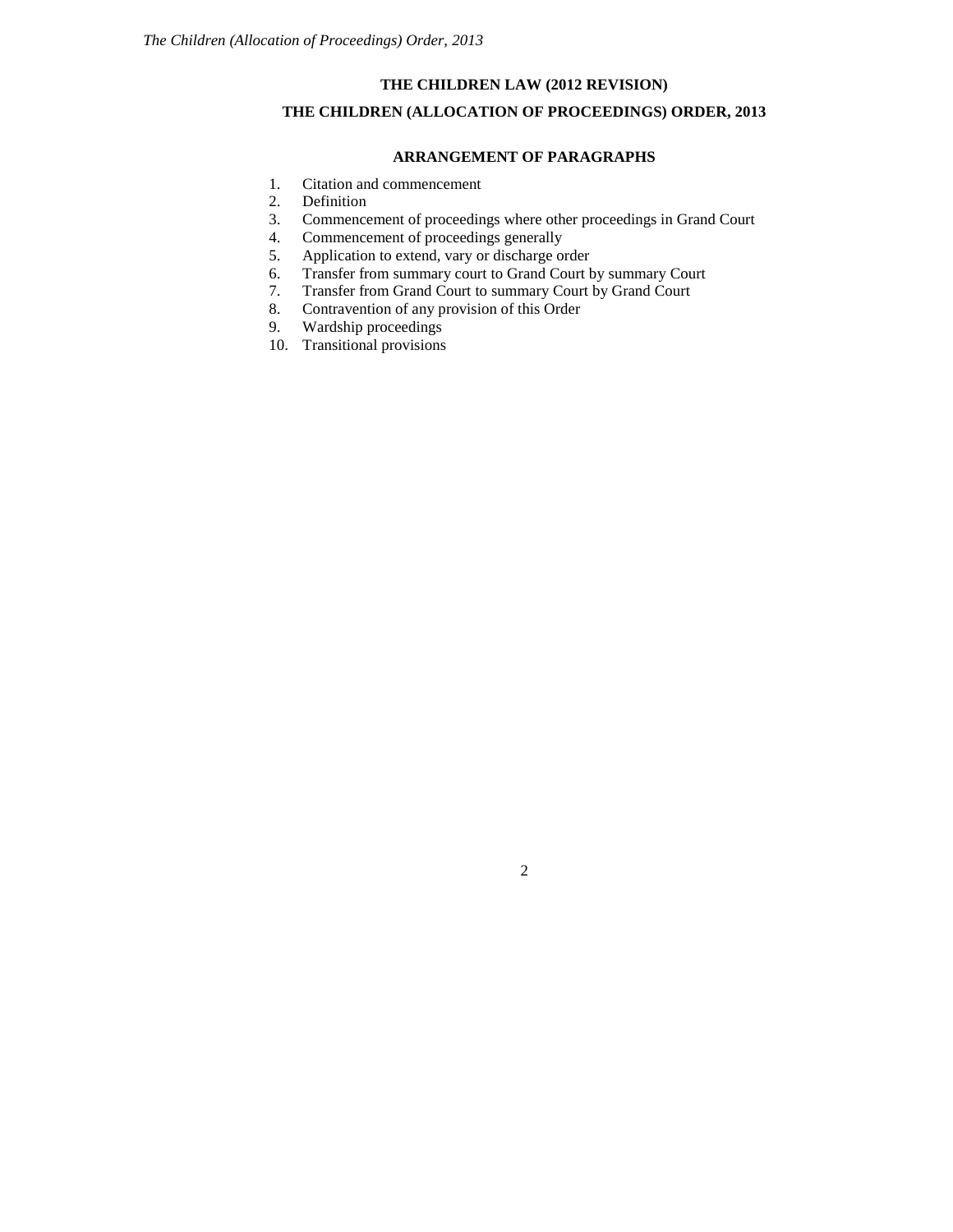**THE CHILDREN LAW (2012 REVISION)**

**THE CHILDREN (ALLOCATION OF PROCEEDINGS) ORDER, 2013**

**ARRANGEMENT OF PARAGRAPHS**

1. Citation and commencement
2. Definition
3. Commencement of proceedings where other proceedings in Grand Court
4. Commencement of proceedings generally
5. Application to extend, vary or discharge order
6. Transfer from summary court to Grand Court by summary Court
7. Transfer from Grand Court to summary Court by Grand Court
8. Contravention of any provision of this Order
9. Wardship proceedings
10. Transitional provisions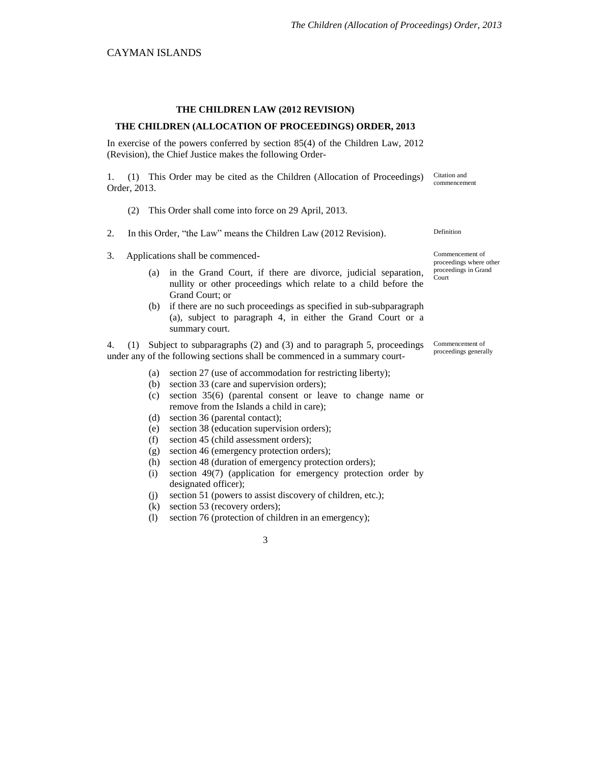CAYMAN ISLANDS

**THE CHILDREN LAW (2012 REVISION)**

**THE CHILDREN (ALLOCATION OF PROCEEDINGS) ORDER, 2013**

In exercise of the powers conferred by section 85(4) of the Children Law, 2012 (Revision), the Chief Justice makes the following Order-

*Citation and commencement*

1. (1) This Order may be cited as the Children (Allocation of Proceedings) Order, 2013.

   (2) This Order shall come into force on 29 April, 2013.

*Definition*

2. In this Order, "the Law" means the Children Law (2012 Revision).

*Commencement of proceedings where other proceedings in Grand Court*

3. Applications shall be commenced-

   (a) in the Grand Court, if there are divorce, judicial separation, nullity or other proceedings which relate to a child before the Grand Court; or

   (b) if there are no such proceedings as specified in sub-subparagraph (a), subject to paragraph 4, in either the Grand Court or a summary court.

*Commencement of proceedings generally*

4. (1) Subject to subparagraphs (2) and (3) and to paragraph 5, proceedings under any of the following sections shall be commenced in a summary court-

   (a) section 27 (use of accommodation for restricting liberty);
   (b) section 33 (care and supervision orders);
   (c) section 35(6) (parental consent or leave to change name or remove from the Islands a child in care);
   (d) section 36 (parental contact);
   (e) section 38 (education supervision orders);
   (f) section 45 (child assessment orders);
   (g) section 46 (emergency protection orders);
   (h) section 48 (duration of emergency protection orders);
   (i) section 49(7) (application for emergency protection order by designated officer);
   (j) section 51 (powers to assist discovery of children, etc.);
   (k) section 53 (recovery orders);
   (l) section 76 (protection of children in an emergency);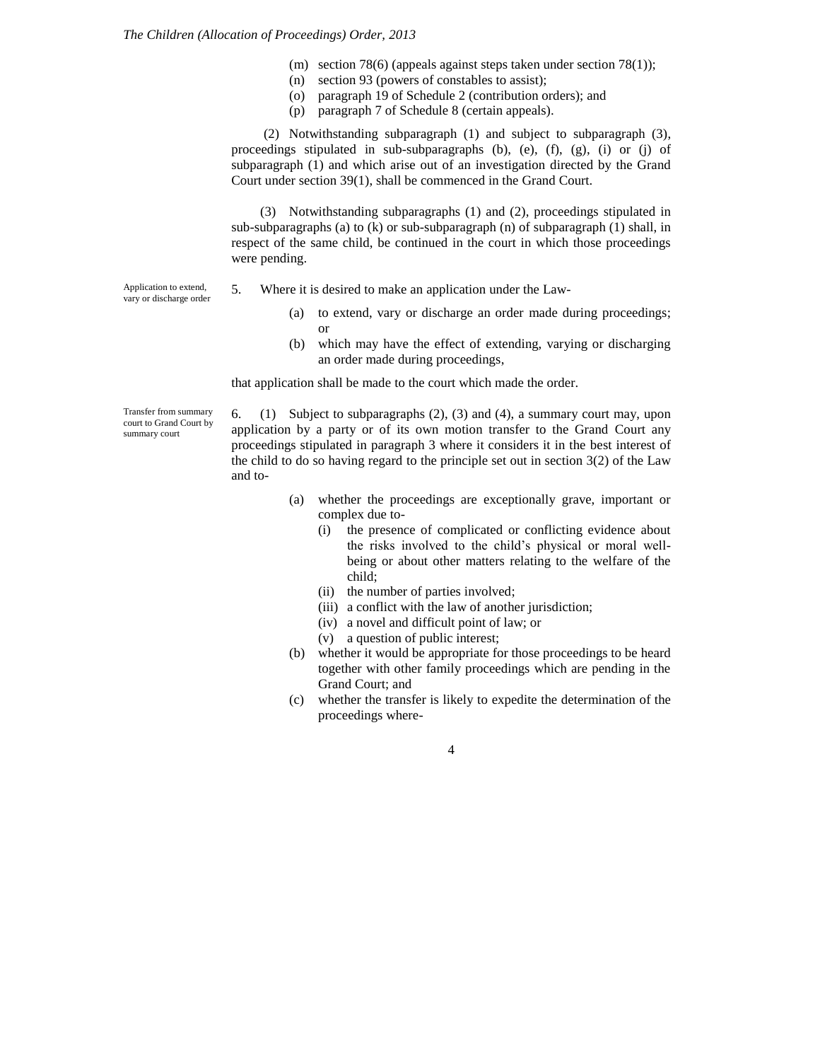(m) section 78(6) (appeals against steps taken under section 78(1));
(n) section 93 (powers of constables to assist);
(o) paragraph 19 of Schedule 2 (contribution orders); and
(p) paragraph 7 of Schedule 8 (certain appeals).

(2) Notwithstanding subparagraph (1) and subject to subparagraph (3), proceedings stipulated in sub-subparagraphs (b), (e), (f), (g), (i) or (j) of subparagraph (1) and which arise out of an investigation directed by the Grand Court under section 39(1), shall be commenced in the Grand Court.

(3) Notwithstanding subparagraphs (1) and (2), proceedings stipulated in sub-subparagraphs (a) to (k) or sub-subparagraph (n) of subparagraph (1) shall, in respect of the same child, be continued in the court in which those proceedings were pending.

*Application to extend, vary or discharge order*

5. Where it is desired to make an application under the Law-

(a) to extend, vary or discharge an order made during proceedings; or
(b) which may have the effect of extending, varying or discharging an order made during proceedings,

that application shall be made to the court which made the order.

*Transfer from summary court to Grand Court by summary court*

6. (1) Subject to subparagraphs (2), (3) and (4), a summary court may, upon application by a party or of its own motion transfer to the Grand Court any proceedings stipulated in paragraph 3 where it considers it in the best interest of the child to do so having regard to the principle set out in section 3(2) of the Law and to-

(a) whether the proceedings are exceptionally grave, important or complex due to-
   (i) the presence of complicated or conflicting evidence about the risks involved to the child's physical or moral well-being or about other matters relating to the welfare of the child;
   (ii) the number of parties involved;
   (iii) a conflict with the law of another jurisdiction;
   (iv) a novel and difficult point of law; or
   (v) a question of public interest;
(b) whether it would be appropriate for those proceedings to be heard together with other family proceedings which are pending in the Grand Court; and
(c) whether the transfer is likely to expedite the determination of the proceedings where-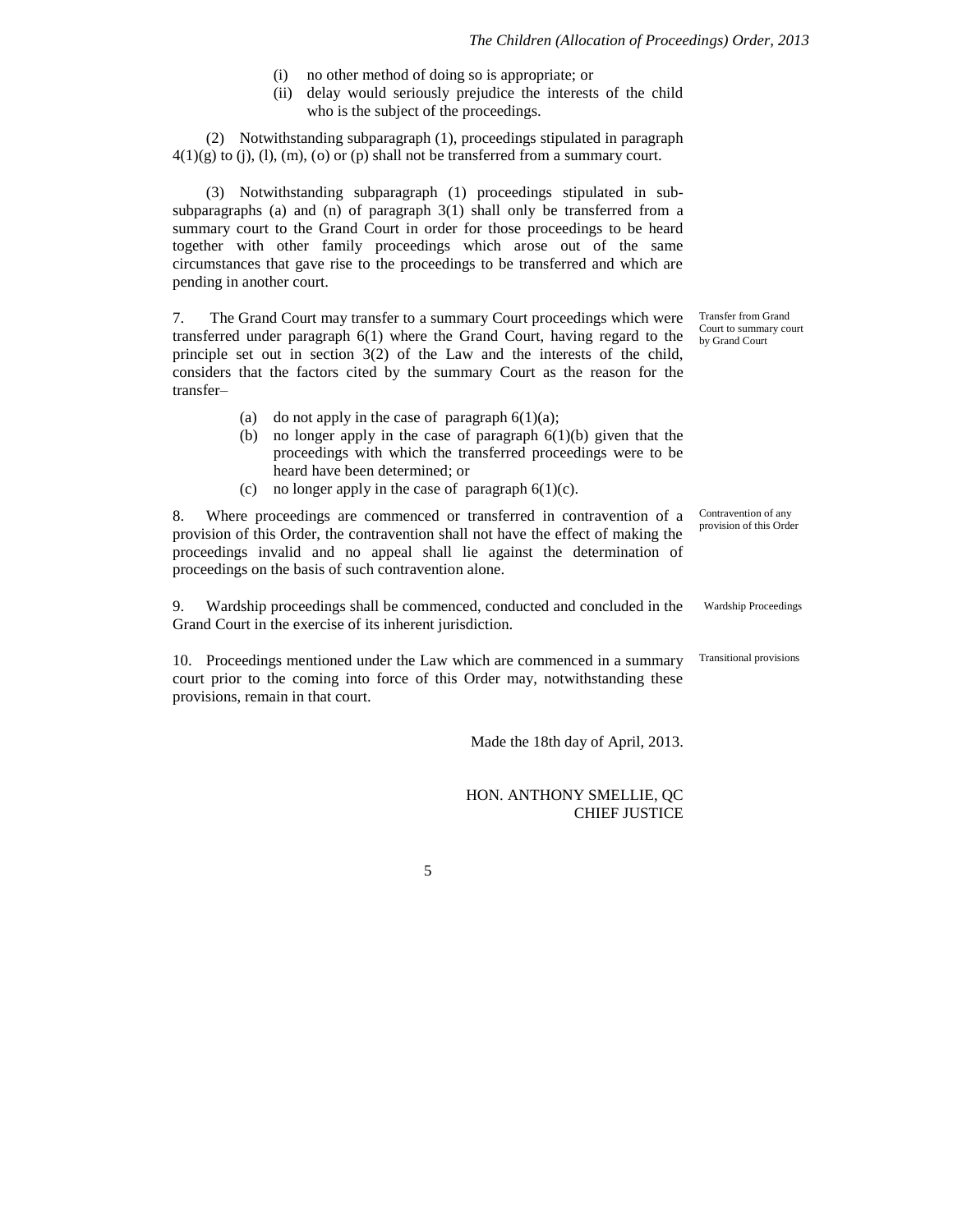(i) no other method of doing so is appropriate; or

(ii) delay would seriously prejudice the interests of the child who is the subject of the proceedings.

(2) Notwithstanding subparagraph (1), proceedings stipulated in paragraph 4(1)(g) to (j), (l), (m), (o) or (p) shall not be transferred from a summary court.

(3) Notwithstanding subparagraph (1) proceedings stipulated in sub-subparagraphs (a) and (n) of paragraph 3(1) shall only be transferred from a summary court to the Grand Court in order for those proceedings to be heard together with other family proceedings which arose out of the same circumstances that gave rise to the proceedings to be transferred and which are pending in another court.

Transfer from Grand Court to summary court by Grand Court

7. The Grand Court may transfer to a summary Court proceedings which were transferred under paragraph 6(1) where the Grand Court, having regard to the principle set out in section 3(2) of the Law and the interests of the child, considers that the factors cited by the summary Court as the reason for the transfer–

(a) do not apply in the case of paragraph 6(1)(a);

(b) no longer apply in the case of paragraph 6(1)(b) given that the proceedings with which the transferred proceedings were to be heard have been determined; or

(c) no longer apply in the case of paragraph 6(1)(c).

Contravention of any provision of this Order

8. Where proceedings are commenced or transferred in contravention of a provision of this Order, the contravention shall not have the effect of making the proceedings invalid and no appeal shall lie against the determination of proceedings on the basis of such contravention alone.

Wardship Proceedings

9. Wardship proceedings shall be commenced, conducted and concluded in the Grand Court in the exercise of its inherent jurisdiction.

Transitional provisions

10. Proceedings mentioned under the Law which are commenced in a summary court prior to the coming into force of this Order may, notwithstanding these provisions, remain in that court.

Made the 18th day of April, 2013.

HON. ANTHONY SMELLIE, QC
CHIEF JUSTICE